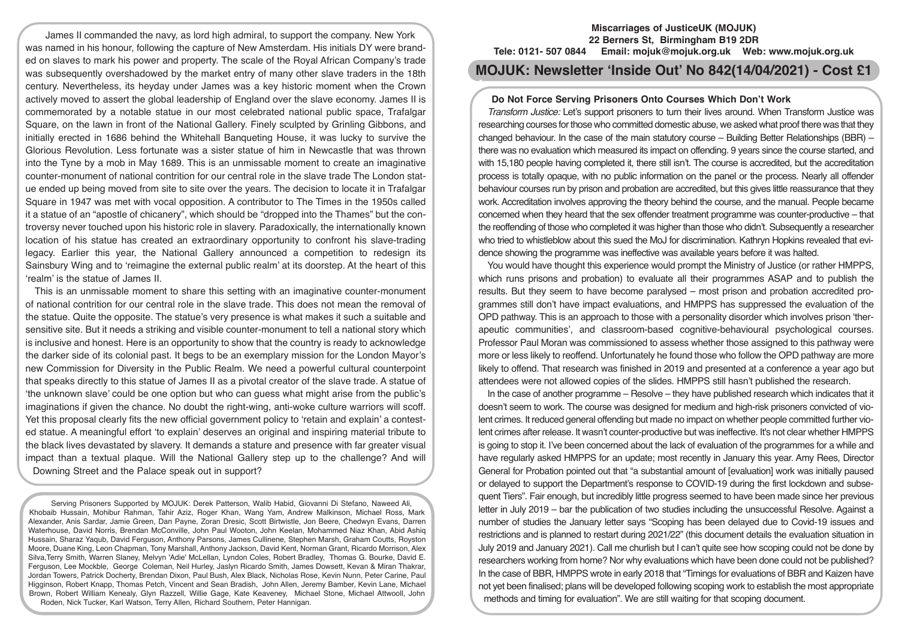James II commanded the navy, as lord high admiral, to support the company. New York was named in his honour, following the capture of New Amsterdam. His initials DY were branded on slaves to mark his power and property. The scale of the Royal African Company's trade was subsequently overshadowed by the market entry of many other slave traders in the 18th century. Nevertheless, its heyday under James was a key historic moment when the Crown actively moved to assert the global leadership of England over the slave economy. James II is commemorated by a notable statue in our most celebrated national public space, Trafalgar Square, on the lawn in front of the National Gallery. Finely sculpted by Grinling Gibbons, and initially erected in 1686 behind the Whitehall Banqueting House, it was lucky to survive the Glorious Revolution. Less fortunate was a sister statue of him in Newcastle that was thrown into the Tyne by a mob in May 1689. This is an unmissable moment to create an imaginative counter-monument of national contrition for our central role in the slave trade The London statue ended up being moved from site to site over the years. The decision to locate it in Trafalgar Square in 1947 was met with vocal opposition. A contributor to The Times in the 1950s called it a statue of an "apostle of chicanery", which should be "dropped into the Thames" but the controversy never touched upon his historic role in slavery. Paradoxically, the internationally known location of his statue has created an extraordinary opportunity to confront his slave-trading legacy. Earlier this year, the National Gallery announced a competition to redesign its Sainsbury Wing and to 'reimagine the external public realm' at its doorstep. At the heart of this 'realm' is the statue of James II.

This is an unmissable moment to share this setting with an imaginative counter-monument of national contrition for our central role in the slave trade. This does not mean the removal of the statue. Quite the opposite. The statue's very presence is what makes it such a suitable and sensitive site. But it needs a striking and visible counter-monument to tell a national story which is inclusive and honest. Here is an opportunity to show that the country is ready to acknowledge the darker side of its colonial past. It begs to be an exemplary mission for the London Mayor's new Commission for Diversity in the Public Realm. We need a powerful cultural counterpoint that speaks directly to this statue of James II as a pivotal creator of the slave trade. A statue of 'the unknown slave' could be one option but who can guess what might arise from the public's imaginations if given the chance. No doubt the right-wing, anti-woke culture warriors will scoff. Yet this proposal clearly fits the new official government policy to 'retain and explain' a contested statue. A meaningful effort 'to explain' deserves an original and inspiring material tribute to the black lives devastated by slavery. It demands a stature and presence with far greater visual impact than a textual plaque. Will the National Gallery step up to the challenge? And will Downing Street and the Palace speak out in support?

Serving Prisoners Supported by MOJUK: Derek Patterson, Walib Habid, Giovanni Di Stefano, Naweed Ali, Khobaib Hussain, Mohibur Rahman, Tahir Aziz, Roger Khan, Wang Yam, Andrew Malkinson, Michael Ross, Mark Alexander, Anis Sardar, Jamie Green, Dan Payne, Zoran Dresic, Scott Birtwistle, Jon Beere, Chedwyn Evans, Darren Waterhouse, David Norris, Brendan McConville, John Paul Wooton, John Keelan, Mohammed Niaz Khan, Abid Ashiq Hussain, Sharaz Yaqub, David Ferguson, Anthony Parsons, James Cullinene, Stephen Marsh, Graham Coutts, Royston Moore, Duane King, Leon Chapman, Tony Marshall, Anthony Jackson, David Kent, Norman Grant, Ricardo Morrison, Alex Silva,Terry Smith, Warren Slaney, Melvyn 'Adie' McLellan, Lyndon Coles, Robert Bradley, Thomas G. Bourke, David E. Ferguson, Lee Mockble, George Coleman, Neil Hurley, Jaslyn Ricardo Smith, James Dowsett, Kevan & Miran Thakrar, Jordan Towers, Patrick Docherty, Brendan Dixon, Paul Bush, Alex Black, Nicholas Rose, Kevin Nunn, Peter Carine, Paul Higginson, Robert Knapp, Thomas Petch, Vincent and Sean Bradish, John Allen, Jeremy Bamber, Kevin Lane, Michael Brown, Robert William Kenealy, Glyn Razzell, Willie Gage, Kate Keaveney, Michael Stone, Michael Attwooll, John Roden, Nick Tucker, Karl Watson, Terry Allen, Richard Southern, Peter Hannigan.

**Miscarriages of JusticeUK (MOJUK)**
**22 Berners St, Birmingham B19 2DR**
**Tele: 0121- 507 0844 Email: mojuk@mojuk.org.uk Web: www.mojuk.org.uk**

# MOJUK: Newsletter 'Inside Out' No 842(14/04/2021) - Cost £1

## Do Not Force Serving Prisoners Onto Courses Which Don't Work

*Transform Justice:* Let's support prisoners to turn their lives around. When Transform Justice was researching courses for those who committed domestic abuse, we asked what proof there was that they changed behaviour. In the case of the main statutory course – Building Better Relationships (BBR) – there was no evaluation which measured its impact on offending. 9 years since the course started, and with 15,180 people having completed it, there still isn't. The course is accredited, but the accreditation process is totally opaque, with no public information on the panel or the process. Nearly all offender behaviour courses run by prison and probation are accredited, but this gives little reassurance that they work. Accreditation involves approving the theory behind the course, and the manual. People became concerned when they heard that the sex offender treatment programme was counter-productive – that the reoffending of those who completed it was higher than those who didn't. Subsequently a researcher who tried to whistleblow about this sued the MoJ for discrimination. Kathryn Hopkins revealed that evidence showing the programme was ineffective was available years before it was halted.

You would have thought this experience would prompt the Ministry of Justice (or rather HMPPS, which runs prisons and probation) to evaluate all their programmes ASAP and to publish the results. But they seem to have become paralysed – most prison and probation accredited programmes still don't have impact evaluations, and HMPPS has suppressed the evaluation of the OPD pathway. This is an approach to those with a personality disorder which involves prison 'therapeutic communities', and classroom-based cognitive-behavioural psychological courses. Professor Paul Moran was commissioned to assess whether those assigned to this pathway were more or less likely to reoffend. Unfortunately he found those who follow the OPD pathway are more likely to offend. That research was finished in 2019 and presented at a conference a year ago but attendees were not allowed copies of the slides. HMPPS still hasn't published the research.

In the case of another programme – Resolve – they have published research which indicates that it doesn't seem to work. The course was designed for medium and high-risk prisoners convicted of violent crimes. It reduced general offending but made no impact on whether people committed further violent crimes after release. It wasn't counter-productive but was ineffective. It's not clear whether HMPPS is going to stop it. I've been concerned about the lack of evaluation of the programmes for a while and have regularly asked HMPPS for an update; most recently in January this year. Amy Rees, Director General for Probation pointed out that "a substantial amount of [evaluation] work was initially paused or delayed to support the Department's response to COVID-19 during the first lockdown and subsequent Tiers". Fair enough, but incredibly little progress seemed to have been made since her previous letter in July 2019 – bar the publication of two studies including the unsuccessful Resolve. Against a number of studies the January letter says "Scoping has been delayed due to Covid-19 issues and restrictions and is planned to restart during 2021/22" (this document details the evaluation situation in July 2019 and January 2021). Call me churlish but I can't quite see how scoping could not be done by researchers working from home? Nor why evaluations which have been done could not be published? In the case of BBR, HMPPS wrote in early 2018 that "Timings for evaluations of BBR and Kaizen have not yet been finalised; plans will be developed following scoping work to establish the most appropriate methods and timing for evaluation". We are still waiting for that scoping document.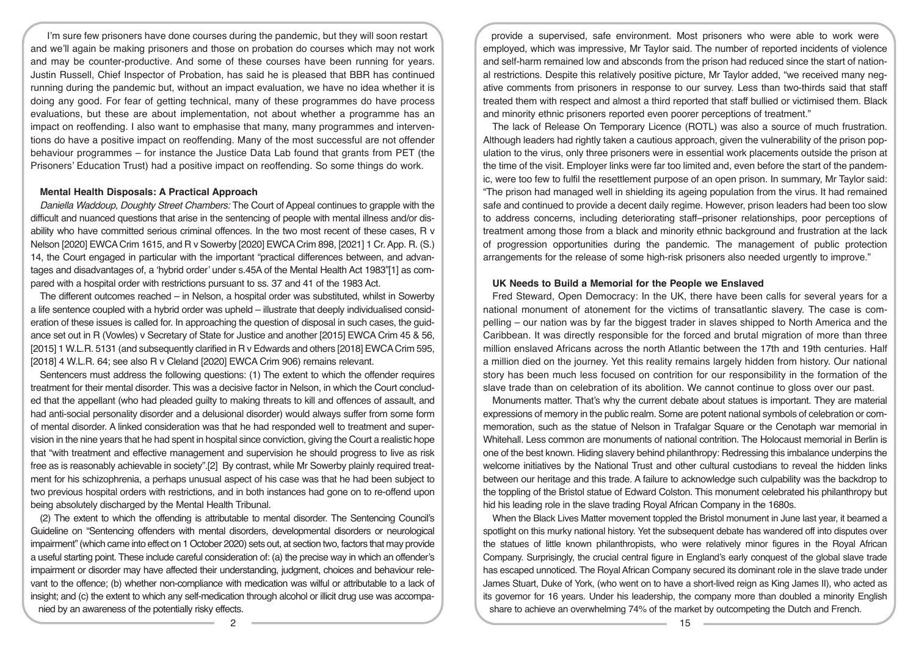I'm sure few prisoners have done courses during the pandemic, but they will soon restart and we'll again be making prisoners and those on probation do courses which may not work and may be counter-productive. And some of these courses have been running for years. Justin Russell, Chief Inspector of Probation, has said he is pleased that BBR has continued running during the pandemic but, without an impact evaluation, we have no idea whether it is doing any good. For fear of getting technical, many of these programmes do have process evaluations, but these are about implementation, not about whether a programme has an impact on reoffending. I also want to emphasise that many, many programmes and interventions do have a positive impact on reoffending. Many of the most successful are not offender behaviour programmes – for instance the Justice Data Lab found that grants from PET (the Prisoners' Education Trust) had a positive impact on reoffending. So some things do work.

### Mental Health Disposals: A Practical Approach

*Daniella Waddoup, Doughty Street Chambers:* The Court of Appeal continues to grapple with the difficult and nuanced questions that arise in the sentencing of people with mental illness and/or disability who have committed serious criminal offences. In the two most recent of these cases, R v Nelson [2020] EWCA Crim 1615, and R v Sowerby [2020] EWCA Crim 898, [2021] 1 Cr. App. R. (S.) 14, the Court engaged in particular with the important "practical differences between, and advantages and disadvantages of, a 'hybrid order' under s.45A of the Mental Health Act 1983"[1] as compared with a hospital order with restrictions pursuant to ss. 37 and 41 of the 1983 Act.

The different outcomes reached – in Nelson, a hospital order was substituted, whilst in Sowerby a life sentence coupled with a hybrid order was upheld – illustrate that deeply individualised consideration of these issues is called for. In approaching the question of disposal in such cases, the guidance set out in R (Vowles) v Secretary of State for Justice and another [2015] EWCA Crim 45 & 56, [2015] 1 W.L.R. 5131 (and subsequently clarified in R v Edwards and others [2018] EWCA Crim 595, [2018] 4 W.L.R. 64; see also R v Cleland [2020] EWCA Crim 906) remains relevant.

Sentencers must address the following questions: (1) The extent to which the offender requires treatment for their mental disorder. This was a decisive factor in Nelson, in which the Court concluded that the appellant (who had pleaded guilty to making threats to kill and offences of assault, and had anti-social personality disorder and a delusional disorder) would always suffer from some form of mental disorder. A linked consideration was that he had responded well to treatment and supervision in the nine years that he had spent in hospital since conviction, giving the Court a realistic hope that "with treatment and effective management and supervision he should progress to live as risk free as is reasonably achievable in society".[2] By contrast, while Mr Sowerby plainly required treatment for his schizophrenia, a perhaps unusual aspect of his case was that he had been subject to two previous hospital orders with restrictions, and in both instances had gone on to re-offend upon being absolutely discharged by the Mental Health Tribunal.

(2) The extent to which the offending is attributable to mental disorder. The Sentencing Council's Guideline on "Sentencing offenders with mental disorders, developmental disorders or neurological impairment" (which came into effect on 1 October 2020) sets out, at section two, factors that may provide a useful starting point. These include careful consideration of: (a) the precise way in which an offender's impairment or disorder may have affected their understanding, judgment, choices and behaviour relevant to the offence; (b) whether non-compliance with medication was wilful or attributable to a lack of insight; and (c) the extent to which any self-medication through alcohol or illicit drug use was accompanied by an awareness of the potentially risky effects.

provide a supervised, safe environment. Most prisoners who were able to work were employed, which was impressive, Mr Taylor said. The number of reported incidents of violence and self-harm remained low and absconds from the prison had reduced since the start of national restrictions. Despite this relatively positive picture, Mr Taylor added, "we received many negative comments from prisoners in response to our survey. Less than two-thirds said that staff treated them with respect and almost a third reported that staff bullied or victimised them. Black and minority ethnic prisoners reported even poorer perceptions of treatment."

The lack of Release On Temporary Licence (ROTL) was also a source of much frustration. Although leaders had rightly taken a cautious approach, given the vulnerability of the prison population to the virus, only three prisoners were in essential work placements outside the prison at the time of the visit. Employer links were far too limited and, even before the start of the pandemic, were too few to fulfil the resettlement purpose of an open prison. In summary, Mr Taylor said: "The prison had managed well in shielding its ageing population from the virus. It had remained safe and continued to provide a decent daily regime. However, prison leaders had been too slow to address concerns, including deteriorating staff–prisoner relationships, poor perceptions of treatment among those from a black and minority ethnic background and frustration at the lack of progression opportunities during the pandemic. The management of public protection arrangements for the release of some high-risk prisoners also needed urgently to improve."

### UK Needs to Build a Memorial for the People we Enslaved

Fred Steward, Open Democracy: In the UK, there have been calls for several years for a national monument of atonement for the victims of transatlantic slavery. The case is compelling – our nation was by far the biggest trader in slaves shipped to North America and the Caribbean. It was directly responsible for the forced and brutal migration of more than three million enslaved Africans across the north Atlantic between the 17th and 19th centuries. Half a million died on the journey. Yet this reality remains largely hidden from history. Our national story has been much less focused on contrition for our responsibility in the formation of the slave trade than on celebration of its abolition. We cannot continue to gloss over our past.

Monuments matter. That's why the current debate about statues is important. They are material expressions of memory in the public realm. Some are potent national symbols of celebration or commemoration, such as the statue of Nelson in Trafalgar Square or the Cenotaph war memorial in Whitehall. Less common are monuments of national contrition. The Holocaust memorial in Berlin is one of the best known. Hiding slavery behind philanthropy: Redressing this imbalance underpins the welcome initiatives by the National Trust and other cultural custodians to reveal the hidden links between our heritage and this trade. A failure to acknowledge such culpability was the backdrop to the toppling of the Bristol statue of Edward Colston. This monument celebrated his philanthropy but hid his leading role in the slave trading Royal African Company in the 1680s.

When the Black Lives Matter movement toppled the Bristol monument in June last year, it beamed a spotlight on this murky national history. Yet the subsequent debate has wandered off into disputes over the statues of little known philanthropists, who were relatively minor figures in the Royal African Company. Surprisingly, the crucial central figure in England's early conquest of the global slave trade has escaped unnoticed. The Royal African Company secured its dominant role in the slave trade under James Stuart, Duke of York, (who went on to have a short-lived reign as King James II), who acted as its governor for 16 years. Under his leadership, the company more than doubled a minority English share to achieve an overwhelming 74% of the market by outcompeting the Dutch and French.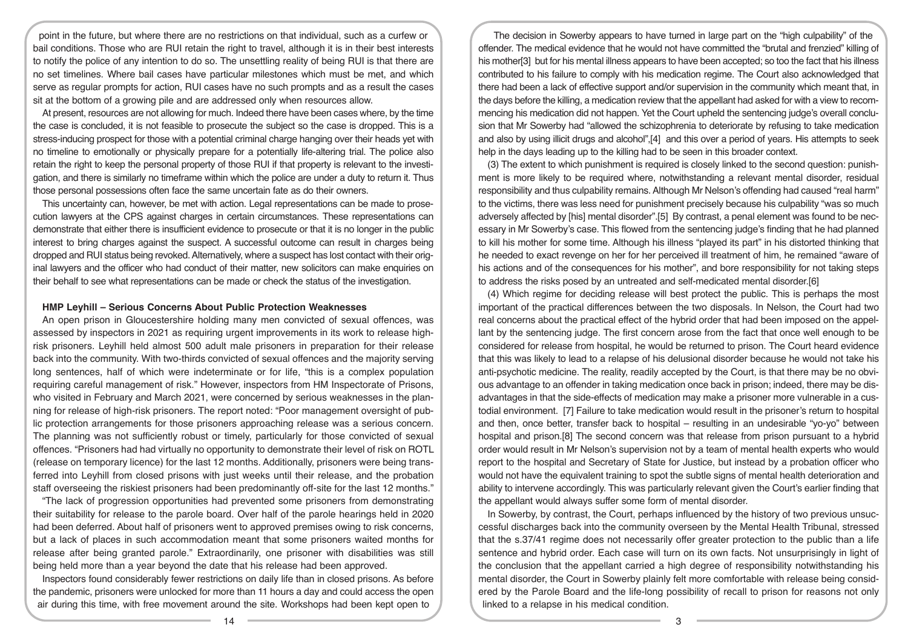point in the future, but where there are no restrictions on that individual, such as a curfew or bail conditions. Those who are RUI retain the right to travel, although it is in their best interests to notify the police of any intention to do so. The unsettling reality of being RUI is that there are no set timelines. Where bail cases have particular milestones which must be met, and which serve as regular prompts for action, RUI cases have no such prompts and as a result the cases sit at the bottom of a growing pile and are addressed only when resources allow.

At present, resources are not allowing for much. Indeed there have been cases where, by the time the case is concluded, it is not feasible to prosecute the subject so the case is dropped. This is a stress-inducing prospect for those with a potential criminal charge hanging over their heads yet with no timeline to emotionally or physically prepare for a potentially life-altering trial. The police also retain the right to keep the personal property of those RUI if that property is relevant to the investigation, and there is similarly no timeframe within which the police are under a duty to return it. Thus those personal possessions often face the same uncertain fate as do their owners.

This uncertainty can, however, be met with action. Legal representations can be made to prosecution lawyers at the CPS against charges in certain circumstances. These representations can demonstrate that either there is insufficient evidence to prosecute or that it is no longer in the public interest to bring charges against the suspect. A successful outcome can result in charges being dropped and RUI status being revoked. Alternatively, where a suspect has lost contact with their original lawyers and the officer who had conduct of their matter, new solicitors can make enquiries on their behalf to see what representations can be made or check the status of the investigation.

**HMP Leyhill – Serious Concerns About Public Protection Weaknesses**

An open prison in Gloucestershire holding many men convicted of sexual offences, was assessed by inspectors in 2021 as requiring urgent improvements in its work to release high-risk prisoners. Leyhill held almost 500 adult male prisoners in preparation for their release back into the community. With two-thirds convicted of sexual offences and the majority serving long sentences, half of which were indeterminate or for life, "this is a complex population requiring careful management of risk." However, inspectors from HM Inspectorate of Prisons, who visited in February and March 2021, were concerned by serious weaknesses in the planning for release of high-risk prisoners. The report noted: "Poor management oversight of public protection arrangements for those prisoners approaching release was a serious concern. The planning was not sufficiently robust or timely, particularly for those convicted of sexual offences. "Prisoners had had virtually no opportunity to demonstrate their level of risk on ROTL (release on temporary licence) for the last 12 months. Additionally, prisoners were being transferred into Leyhill from closed prisons with just weeks until their release, and the probation staff overseeing the riskiest prisoners had been predominantly off-site for the last 12 months."

"The lack of progression opportunities had prevented some prisoners from demonstrating their suitability for release to the parole board. Over half of the parole hearings held in 2020 had been deferred. About half of prisoners went to approved premises owing to risk concerns, but a lack of places in such accommodation meant that some prisoners waited months for release after being granted parole." Extraordinarily, one prisoner with disabilities was still being held more than a year beyond the date that his release had been approved.

Inspectors found considerably fewer restrictions on daily life than in closed prisons. As before the pandemic, prisoners were unlocked for more than 11 hours a day and could access the open air during this time, with free movement around the site. Workshops had been kept open to

The decision in Sowerby appears to have turned in large part on the "high culpability" of the offender. The medical evidence that he would not have committed the "brutal and frenzied" killing of his mother[3] but for his mental illness appears to have been accepted; so too the fact that his illness contributed to his failure to comply with his medication regime. The Court also acknowledged that there had been a lack of effective support and/or supervision in the community which meant that, in the days before the killing, a medication review that the appellant had asked for with a view to recommencing his medication did not happen. Yet the Court upheld the sentencing judge's overall conclusion that Mr Sowerby had "allowed the schizophrenia to deteriorate by refusing to take medication and also by using illicit drugs and alcohol",[4] and this over a period of years. His attempts to seek help in the days leading up to the killing had to be seen in this broader context.

(3) The extent to which punishment is required is closely linked to the second question: punishment is more likely to be required where, notwithstanding a relevant mental disorder, residual responsibility and thus culpability remains. Although Mr Nelson's offending had caused "real harm" to the victims, there was less need for punishment precisely because his culpability "was so much adversely affected by [his] mental disorder".[5] By contrast, a penal element was found to be necessary in Mr Sowerby's case. This flowed from the sentencing judge's finding that he had planned to kill his mother for some time. Although his illness "played its part" in his distorted thinking that he needed to exact revenge on her for her perceived ill treatment of him, he remained "aware of his actions and of the consequences for his mother", and bore responsibility for not taking steps to address the risks posed by an untreated and self-medicated mental disorder.[6]

(4) Which regime for deciding release will best protect the public. This is perhaps the most important of the practical differences between the two disposals. In Nelson, the Court had two real concerns about the practical effect of the hybrid order that had been imposed on the appellant by the sentencing judge. The first concern arose from the fact that once well enough to be considered for release from hospital, he would be returned to prison. The Court heard evidence that this was likely to lead to a relapse of his delusional disorder because he would not take his anti-psychotic medicine. The reality, readily accepted by the Court, is that there may be no obvious advantage to an offender in taking medication once back in prison; indeed, there may be disadvantages in that the side-effects of medication may make a prisoner more vulnerable in a custodial environment. [7] Failure to take medication would result in the prisoner's return to hospital and then, once better, transfer back to hospital – resulting in an undesirable "yo-yo" between hospital and prison.[8] The second concern was that release from prison pursuant to a hybrid order would result in Mr Nelson's supervision not by a team of mental health experts who would report to the hospital and Secretary of State for Justice, but instead by a probation officer who would not have the equivalent training to spot the subtle signs of mental health deterioration and ability to intervene accordingly. This was particularly relevant given the Court's earlier finding that the appellant would always suffer some form of mental disorder.

In Sowerby, by contrast, the Court, perhaps influenced by the history of two previous unsuccessful discharges back into the community overseen by the Mental Health Tribunal, stressed that the s.37/41 regime does not necessarily offer greater protection to the public than a life sentence and hybrid order. Each case will turn on its own facts. Not unsurprisingly in light of the conclusion that the appellant carried a high degree of responsibility notwithstanding his mental disorder, the Court in Sowerby plainly felt more comfortable with release being considered by the Parole Board and the life-long possibility of recall to prison for reasons not only linked to a relapse in his medical condition.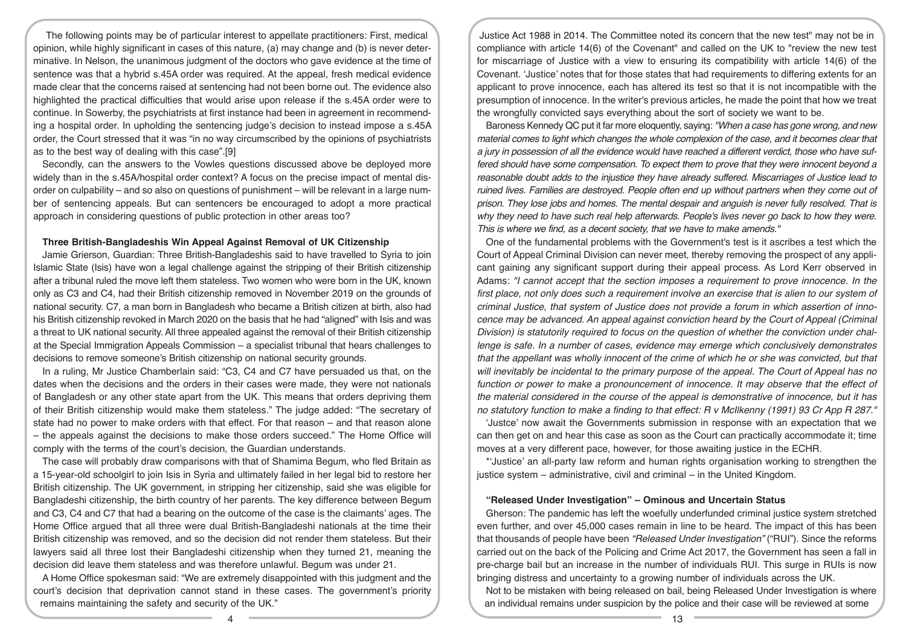The following points may be of particular interest to appellate practitioners: First, medical opinion, while highly significant in cases of this nature, (a) may change and (b) is never determinative. In Nelson, the unanimous judgment of the doctors who gave evidence at the time of sentence was that a hybrid s.45A order was required. At the appeal, fresh medical evidence made clear that the concerns raised at sentencing had not been borne out. The evidence also highlighted the practical difficulties that would arise upon release if the s.45A order were to continue. In Sowerby, the psychiatrists at first instance had been in agreement in recommending a hospital order. In upholding the sentencing judge's decision to instead impose a s.45A order, the Court stressed that it was "in no way circumscribed by the opinions of psychiatrists as to the best way of dealing with this case".[9]

Secondly, can the answers to the Vowles questions discussed above be deployed more widely than in the s.45A/hospital order context? A focus on the precise impact of mental disorder on culpability – and so also on questions of punishment – will be relevant in a large number of sentencing appeals. But can sentencers be encouraged to adopt a more practical approach in considering questions of public protection in other areas too?

### Three British-Bangladeshis Win Appeal Against Removal of UK Citizenship

Jamie Grierson, Guardian: Three British-Bangladeshis said to have travelled to Syria to join Islamic State (Isis) have won a legal challenge against the stripping of their British citizenship after a tribunal ruled the move left them stateless. Two women who were born in the UK, known only as C3 and C4, had their British citizenship removed in November 2019 on the grounds of national security. C7, a man born in Bangladesh who became a British citizen at birth, also had his British citizenship revoked in March 2020 on the basis that he had "aligned" with Isis and was a threat to UK national security. All three appealed against the removal of their British citizenship at the Special Immigration Appeals Commission – a specialist tribunal that hears challenges to decisions to remove someone's British citizenship on national security grounds.

In a ruling, Mr Justice Chamberlain said: "C3, C4 and C7 have persuaded us that, on the dates when the decisions and the orders in their cases were made, they were not nationals of Bangladesh or any other state apart from the UK. This means that orders depriving them of their British citizenship would make them stateless." The judge added: "The secretary of state had no power to make orders with that effect. For that reason – and that reason alone – the appeals against the decisions to make those orders succeed." The Home Office will comply with the terms of the court's decision, the Guardian understands.

The case will probably draw comparisons with that of Shamima Begum, who fled Britain as a 15-year-old schoolgirl to join Isis in Syria and ultimately failed in her legal bid to restore her British citizenship. The UK government, in stripping her citizenship, said she was eligible for Bangladeshi citizenship, the birth country of her parents. The key difference between Begum and C3, C4 and C7 that had a bearing on the outcome of the case is the claimants' ages. The Home Office argued that all three were dual British-Bangladeshi nationals at the time their British citizenship was removed, and so the decision did not render them stateless. But their lawyers said all three lost their Bangladeshi citizenship when they turned 21, meaning the decision did leave them stateless and was therefore unlawful. Begum was under 21.

A Home Office spokesman said: "We are extremely disappointed with this judgment and the court's decision that deprivation cannot stand in these cases. The government's priority remains maintaining the safety and security of the UK."

Justice Act 1988 in 2014. The Committee noted its concern that the new test" may not be in compliance with article 14(6) of the Covenant" and called on the UK to "review the new test for miscarriage of Justice with a view to ensuring its compatibility with article 14(6) of the Covenant. 'Justice' notes that for those states that had requirements to differing extents for an applicant to prove innocence, each has altered its test so that it is not incompatible with the presumption of innocence. In the writer's previous articles, he made the point that how we treat the wrongfully convicted says everything about the sort of society we want to be.

Baroness Kennedy QC put it far more eloquently, saying: *"When a case has gone wrong, and new material comes to light which changes the whole complexion of the case, and it becomes clear that a jury in possession of all the evidence would have reached a different verdict, those who have suffered should have some compensation. To expect them to prove that they were innocent beyond a reasonable doubt adds to the injustice they have already suffered. Miscarriages of Justice lead to ruined lives. Families are destroyed. People often end up without partners when they come out of prison. They lose jobs and homes. The mental despair and anguish is never fully resolved. That is why they need to have such real help afterwards. People's lives never go back to how they were. This is where we find, as a decent society, that we have to make amends."*

One of the fundamental problems with the Government's test is it ascribes a test which the Court of Appeal Criminal Division can never meet, thereby removing the prospect of any applicant gaining any significant support during their appeal process. As Lord Kerr observed in Adams: *"I cannot accept that the section imposes a requirement to prove innocence. In the first place, not only does such a requirement involve an exercise that is alien to our system of criminal Justice, that system of Justice does not provide a forum in which assertion of innocence may be advanced. An appeal against conviction heard by the Court of Appeal (Criminal Division) is statutorily required to focus on the question of whether the conviction under challenge is safe. In a number of cases, evidence may emerge which conclusively demonstrates that the appellant was wholly innocent of the crime of which he or she was convicted, but that will inevitably be incidental to the primary purpose of the appeal. The Court of Appeal has no function or power to make a pronouncement of innocence. It may observe that the effect of the material considered in the course of the appeal is demonstrative of innocence, but it has no statutory function to make a finding to that effect: R v McIlkenny (1991) 93 Cr App R 287."*

'Justce' now await the Governments submission in response with an expectation that we can then get on and hear this case as soon as the Court can practically accommodate it; time moves at a very different pace, however, for those awaiting justice in the ECHR.

*'Justice' an all-party law reform and human rights organisation working to strengthen the justice system – administrative, civil and criminal – in the United Kingdom.

### "Released Under Investigation" – Ominous and Uncertain Status

Gherson: The pandemic has left the woefully underfunded criminal justice system stretched even further, and over 45,000 cases remain in line to be heard. The impact of this has been that thousands of people have been *"Released Under Investigation"* ("RUI"). Since the reforms carried out on the back of the Policing and Crime Act 2017, the Government has seen a fall in pre-charge bail but an increase in the number of individuals RUI. This surge in RUIs is now bringing distress and uncertainty to a growing number of individuals across the UK.

Not to be mistaken with being released on bail, being Released Under Investigation is where an individual remains under suspicion by the police and their case will be reviewed at some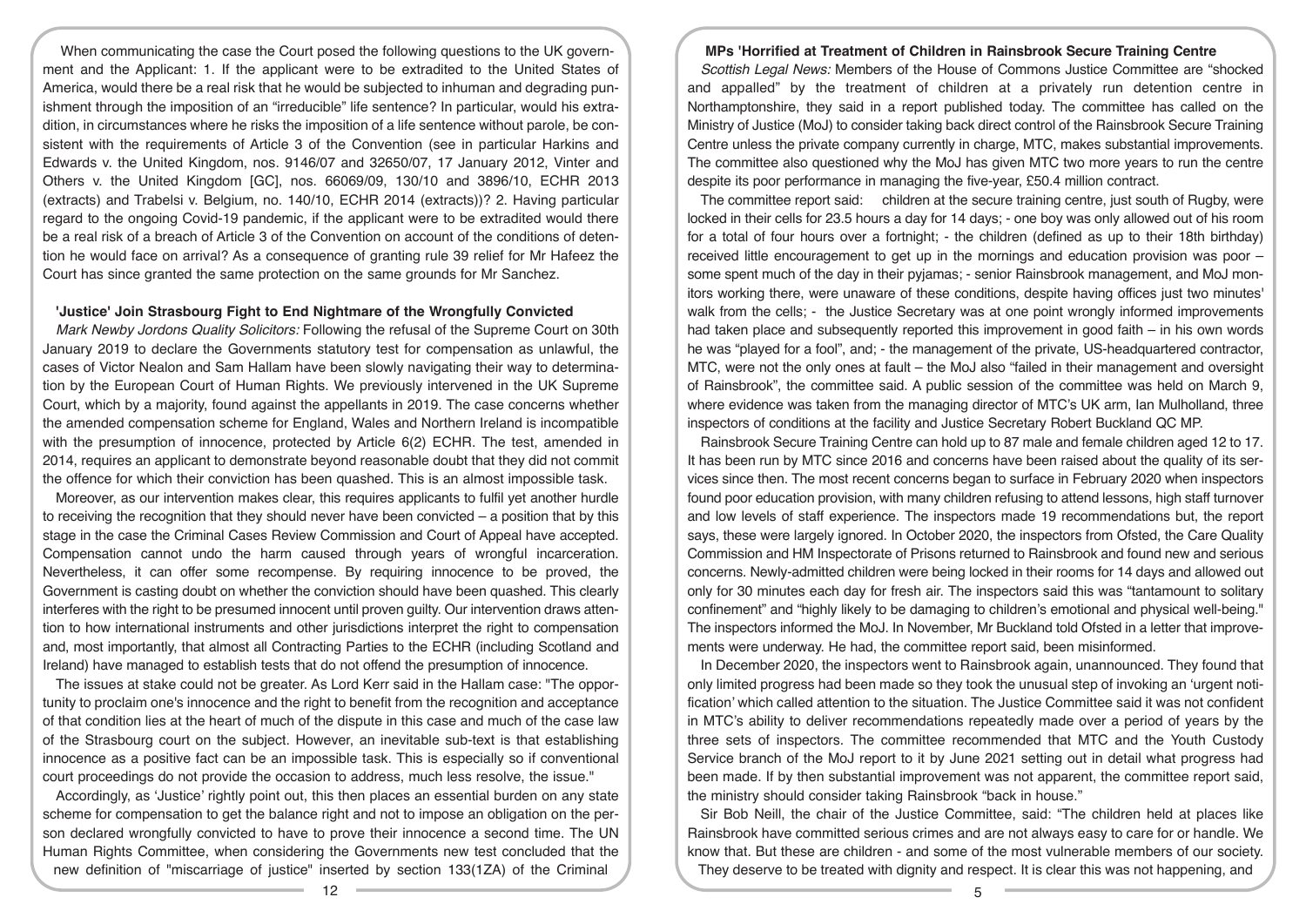When communicating the case the Court posed the following questions to the UK government and the Applicant: 1. If the applicant were to be extradited to the United States of America, would there be a real risk that he would be subjected to inhuman and degrading punishment through the imposition of an "irreducible" life sentence? In particular, would his extradition, in circumstances where he risks the imposition of a life sentence without parole, be consistent with the requirements of Article 3 of the Convention (see in particular Harkins and Edwards v. the United Kingdom, nos. 9146/07 and 32650/07, 17 January 2012, Vinter and Others v. the United Kingdom [GC], nos. 66069/09, 130/10 and 3896/10, ECHR 2013 (extracts) and Trabelsi v. Belgium, no. 140/10, ECHR 2014 (extracts))? 2. Having particular regard to the ongoing Covid-19 pandemic, if the applicant were to be extradited would there be a real risk of a breach of Article 3 of the Convention on account of the conditions of detention he would face on arrival? As a consequence of granting rule 39 relief for Mr Hafeez the Court has since granted the same protection on the same grounds for Mr Sanchez.

### 'Justice' Join Strasbourg Fight to End Nightmare of the Wrongfully Convicted

*Mark Newby Jordons Quality Solicitors:* Following the refusal of the Supreme Court on 30th January 2019 to declare the Governments statutory test for compensation as unlawful, the cases of Victor Nealon and Sam Hallam have been slowly navigating their way to determination by the European Court of Human Rights. We previously intervened in the UK Supreme Court, which by a majority, found against the appellants in 2019. The case concerns whether the amended compensation scheme for England, Wales and Northern Ireland is incompatible with the presumption of innocence, protected by Article 6(2) ECHR. The test, amended in 2014, requires an applicant to demonstrate beyond reasonable doubt that they did not commit the offence for which their conviction has been quashed. This is an almost impossible task.

Moreover, as our intervention makes clear, this requires applicants to fulfil yet another hurdle to receiving the recognition that they should never have been convicted – a position that by this stage in the case the Criminal Cases Review Commission and Court of Appeal have accepted. Compensation cannot undo the harm caused through years of wrongful incarceration. Nevertheless, it can offer some recompense. By requiring innocence to be proved, the Government is casting doubt on whether the conviction should have been quashed. This clearly interferes with the right to be presumed innocent until proven guilty. Our intervention draws attention to how international instruments and other jurisdictions interpret the right to compensation and, most importantly, that almost all Contracting Parties to the ECHR (including Scotland and Ireland) have managed to establish tests that do not offend the presumption of innocence.

The issues at stake could not be greater. As Lord Kerr said in the Hallam case: "The opportunity to proclaim one's innocence and the right to benefit from the recognition and acceptance of that condition lies at the heart of much of the dispute in this case and much of the case law of the Strasbourg court on the subject. However, an inevitable sub-text is that establishing innocence as a positive fact can be an impossible task. This is especially so if conventional court proceedings do not provide the occasion to address, much less resolve, the issue."

Accordingly, as 'Justice' rightly point out, this then places an essential burden on any state scheme for compensation to get the balance right and not to impose an obligation on the person declared wrongfully convicted to have to prove their innocence a second time. The UN Human Rights Committee, when considering the Governments new test concluded that the new definition of "miscarriage of justice" inserted by section 133(1ZA) of the Criminal

### MPs 'Horrified at Treatment of Children in Rainsbrook Secure Training Centre

*Scottish Legal News:* Members of the House of Commons Justice Committee are "shocked and appalled" by the treatment of children at a privately run detention centre in Northamptonshire, they said in a report published today. The committee has called on the Ministry of Justice (MoJ) to consider taking back direct control of the Rainsbrook Secure Training Centre unless the private company currently in charge, MTC, makes substantial improvements. The committee also questioned why the MoJ has given MTC two more years to run the centre despite its poor performance in managing the five-year, £50.4 million contract.

The committee report said: children at the secure training centre, just south of Rugby, were locked in their cells for 23.5 hours a day for 14 days; - one boy was only allowed out of his room for a total of four hours over a fortnight; - the children (defined as up to their 18th birthday) received little encouragement to get up in the mornings and education provision was poor – some spent much of the day in their pyjamas; - senior Rainsbrook management, and MoJ monitors working there, were unaware of these conditions, despite having offices just two minutes' walk from the cells; - the Justice Secretary was at one point wrongly informed improvements had taken place and subsequently reported this improvement in good faith – in his own words he was "played for a fool", and; - the management of the private, US-headquartered contractor, MTC, were not the only ones at fault – the MoJ also "failed in their management and oversight of Rainsbrook", the committee said. A public session of the committee was held on March 9, where evidence was taken from the managing director of MTC's UK arm, Ian Mulholland, three inspectors of conditions at the facility and Justice Secretary Robert Buckland QC MP.

Rainsbrook Secure Training Centre can hold up to 87 male and female children aged 12 to 17. It has been run by MTC since 2016 and concerns have been raised about the quality of its services since then. The most recent concerns began to surface in February 2020 when inspectors found poor education provision, with many children refusing to attend lessons, high staff turnover and low levels of staff experience. The inspectors made 19 recommendations but, the report says, these were largely ignored. In October 2020, the inspectors from Ofsted, the Care Quality Commission and HM Inspectorate of Prisons returned to Rainsbrook and found new and serious concerns. Newly-admitted children were being locked in their rooms for 14 days and allowed out only for 30 minutes each day for fresh air. The inspectors said this was "tantamount to solitary confinement" and "highly likely to be damaging to children's emotional and physical well-being." The inspectors informed the MoJ. In November, Mr Buckland told Ofsted in a letter that improvements were underway. He had, the committee report said, been misinformed.

In December 2020, the inspectors went to Rainsbrook again, unannounced. They found that only limited progress had been made so they took the unusual step of invoking an 'urgent notification' which called attention to the situation. The Justice Committee said it was not confident in MTC's ability to deliver recommendations repeatedly made over a period of years by the three sets of inspectors. The committee recommended that MTC and the Youth Custody Service branch of the MoJ report to it by June 2021 setting out in detail what progress had been made. If by then substantial improvement was not apparent, the committee report said, the ministry should consider taking Rainsbrook "back in house."

Sir Bob Neill, the chair of the Justice Committee, said: "The children held at places like Rainsbrook have committed serious crimes and are not always easy to care for or handle. We know that. But these are children - and some of the most vulnerable members of our society. They deserve to be treated with dignity and respect. It is clear this was not happening, and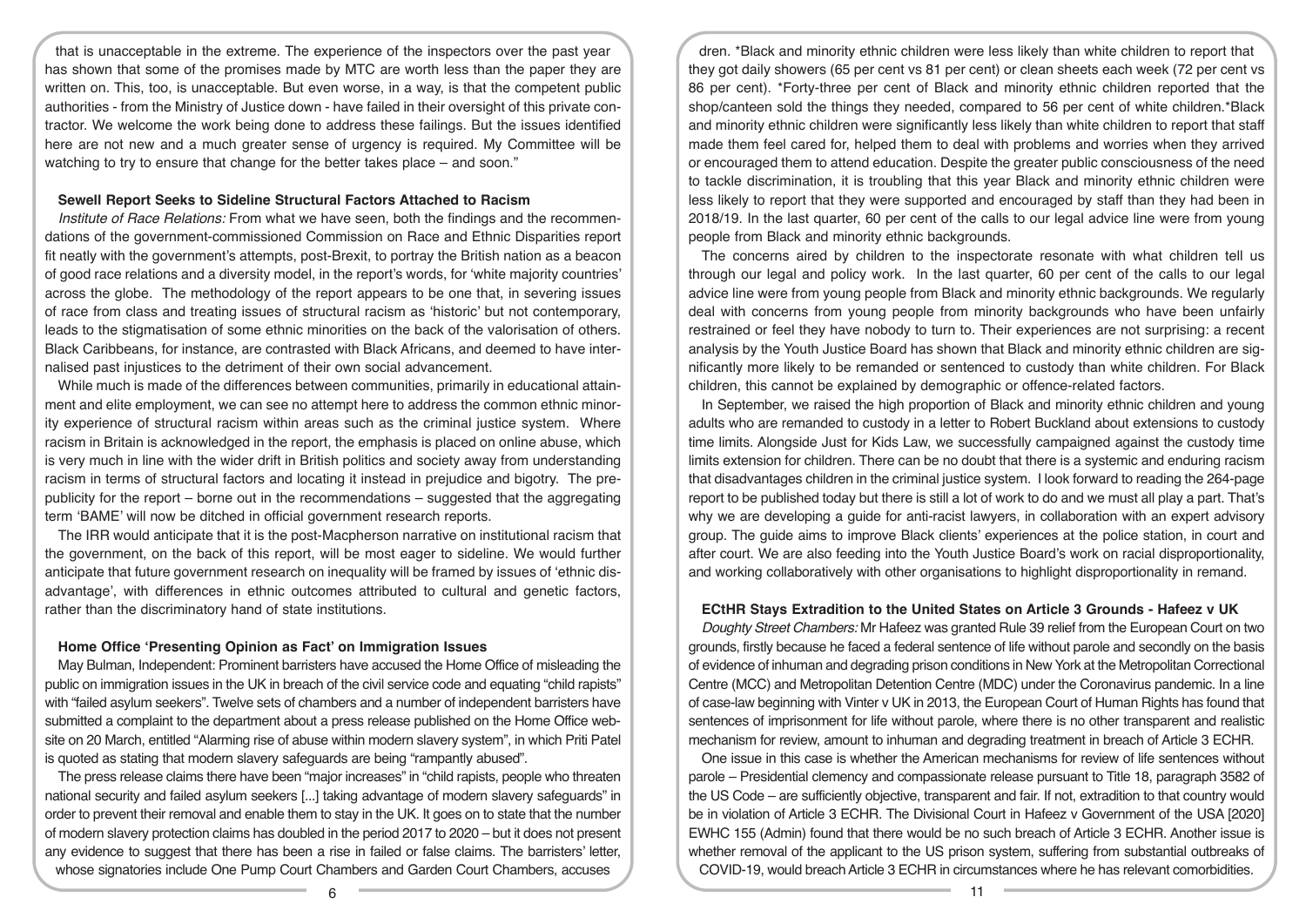that is unacceptable in the extreme. The experience of the inspectors over the past year has shown that some of the promises made by MTC are worth less than the paper they are written on. This, too, is unacceptable. But even worse, in a way, is that the competent public authorities - from the Ministry of Justice down - have failed in their oversight of this private contractor. We welcome the work being done to address these failings. But the issues identified here are not new and a much greater sense of urgency is required. My Committee will be watching to try to ensure that change for the better takes place – and soon."

**Sewell Report Seeks to Sideline Structural Factors Attached to Racism**

*Institute of Race Relations:* From what we have seen, both the findings and the recommendations of the government-commissioned Commission on Race and Ethnic Disparities report fit neatly with the government's attempts, post-Brexit, to portray the British nation as a beacon of good race relations and a diversity model, in the report's words, for 'white majority countries' across the globe. The methodology of the report appears to be one that, in severing issues of race from class and treating issues of structural racism as 'historic' but not contemporary, leads to the stigmatisation of some ethnic minorities on the back of the valorisation of others. Black Caribbeans, for instance, are contrasted with Black Africans, and deemed to have internalised past injustices to the detriment of their own social advancement.

While much is made of the differences between communities, primarily in educational attainment and elite employment, we can see no attempt here to address the common ethnic minority experience of structural racism within areas such as the criminal justice system. Where racism in Britain is acknowledged in the report, the emphasis is placed on online abuse, which is very much in line with the wider drift in British politics and society away from understanding racism in terms of structural factors and locating it instead in prejudice and bigotry. The pre-publicity for the report – borne out in the recommendations – suggested that the aggregating term 'BAME' will now be ditched in official government research reports.

The IRR would anticipate that it is the post-Macpherson narrative on institutional racism that the government, on the back of this report, will be most eager to sideline. We would further anticipate that future government research on inequality will be framed by issues of 'ethnic disadvantage', with differences in ethnic outcomes attributed to cultural and genetic factors, rather than the discriminatory hand of state institutions.

**Home Office 'Presenting Opinion as Fact' on Immigration Issues**

May Bulman, Independent: Prominent barristers have accused the Home Office of misleading the public on immigration issues in the UK in breach of the civil service code and equating "child rapists" with "failed asylum seekers". Twelve sets of chambers and a number of independent barristers have submitted a complaint to the department about a press release published on the Home Office website on 20 March, entitled "Alarming rise of abuse within modern slavery system", in which Priti Patel is quoted as stating that modern slavery safeguards are being "rampantly abused".

The press release claims there have been "major increases" in "child rapists, people who threaten national security and failed asylum seekers [...] taking advantage of modern slavery safeguards" in order to prevent their removal and enable them to stay in the UK. It goes on to state that the number of modern slavery protection claims has doubled in the period 2017 to 2020 – but it does not present any evidence to suggest that there has been a rise in failed or false claims. The barristers' letter, whose signatories include One Pump Court Chambers and Garden Court Chambers, accuses

dren. *Black and minority ethnic children were less likely than white children to report that they got daily showers (65 per cent vs 81 per cent) or clean sheets each week (72 per cent vs 86 per cent). *Forty-three per cent of Black and minority ethnic children reported that the shop/canteen sold the things they needed, compared to 56 per cent of white children.*Black and minority ethnic children were significantly less likely than white children to report that staff made them feel cared for, helped them to deal with problems and worries when they arrived or encouraged them to attend education. Despite the greater public consciousness of the need to tackle discrimination, it is troubling that this year Black and minority ethnic children were less likely to report that they were supported and encouraged by staff than they had been in 2018/19. In the last quarter, 60 per cent of the calls to our legal advice line were from young people from Black and minority ethnic backgrounds.

The concerns aired by children to the inspectorate resonate with what children tell us through our legal and policy work. In the last quarter, 60 per cent of the calls to our legal advice line were from young people from Black and minority ethnic backgrounds. We regularly deal with concerns from young people from minority backgrounds who have been unfairly restrained or feel they have nobody to turn to. Their experiences are not surprising: a recent analysis by the Youth Justice Board has shown that Black and minority ethnic children are significantly more likely to be remanded or sentenced to custody than white children. For Black children, this cannot be explained by demographic or offence-related factors.

In September, we raised the high proportion of Black and minority ethnic children and young adults who are remanded to custody in a letter to Robert Buckland about extensions to custody time limits. Alongside Just for Kids Law, we successfully campaigned against the custody time limits extension for children. There can be no doubt that there is a systemic and enduring racism that disadvantages children in the criminal justice system. I look forward to reading the 264-page report to be published today but there is still a lot of work to do and we must all play a part. That's why we are developing a guide for anti-racist lawyers, in collaboration with an expert advisory group. The guide aims to improve Black clients' experiences at the police station, in court and after court. We are also feeding into the Youth Justice Board's work on racial disproportionality, and working collaboratively with other organisations to highlight disproportionality in remand.

**ECtHR Stays Extradition to the United States on Article 3 Grounds - Hafeez v UK**

*Doughty Street Chambers:* Mr Hafeez was granted Rule 39 relief from the European Court on two grounds, firstly because he faced a federal sentence of life without parole and secondly on the basis of evidence of inhuman and degrading prison conditions in New York at the Metropolitan Correctional Centre (MCC) and Metropolitan Detention Centre (MDC) under the Coronavirus pandemic. In a line of case-law beginning with Vinter v UK in 2013, the European Court of Human Rights has found that sentences of imprisonment for life without parole, where there is no other transparent and realistic mechanism for review, amount to inhuman and degrading treatment in breach of Article 3 ECHR.

One issue in this case is whether the American mechanisms for review of life sentences without parole – Presidential clemency and compassionate release pursuant to Title 18, paragraph 3582 of the US Code – are sufficiently objective, transparent and fair. If not, extradition to that country would be in violation of Article 3 ECHR. The Divisional Court in Hafeez v Government of the USA [2020] EWHC 155 (Admin) found that there would be no such breach of Article 3 ECHR. Another issue is whether removal of the applicant to the US prison system, suffering from substantial outbreaks of COVID-19, would breach Article 3 ECHR in circumstances where he has relevant comorbidities.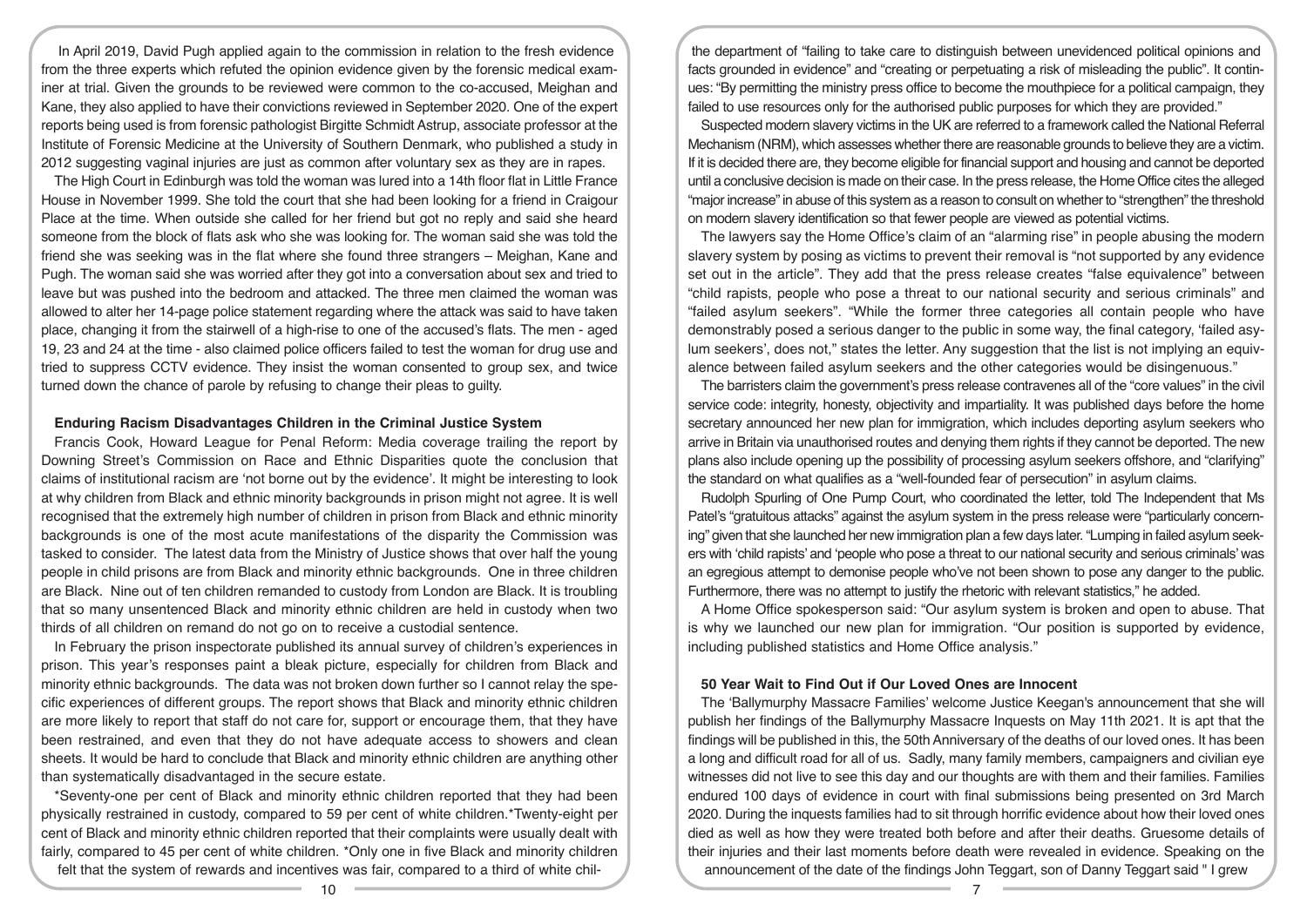In April 2019, David Pugh applied again to the commission in relation to the fresh evidence from the three experts which refuted the opinion evidence given by the forensic medical examiner at trial. Given the grounds to be reviewed were common to the co-accused, Meighan and Kane, they also applied to have their convictions reviewed in September 2020. One of the expert reports being used is from forensic pathologist Birgitte Schmidt Astrup, associate professor at the Institute of Forensic Medicine at the University of Southern Denmark, who published a study in 2012 suggesting vaginal injuries are just as common after voluntary sex as they are in rapes.

The High Court in Edinburgh was told the woman was lured into a 14th floor flat in Little France House in November 1999. She told the court that she had been looking for a friend in Craigour Place at the time. When outside she called for her friend but got no reply and said she heard someone from the block of flats ask who she was looking for. The woman said she was told the friend she was seeking was in the flat where she found three strangers – Meighan, Kane and Pugh. The woman said she was worried after they got into a conversation about sex and tried to leave but was pushed into the bedroom and attacked. The three men claimed the woman was allowed to alter her 14-page police statement regarding where the attack was said to have taken place, changing it from the stairwell of a high-rise to one of the accused's flats. The men - aged 19, 23 and 24 at the time - also claimed police officers failed to test the woman for drug use and tried to suppress CCTV evidence. They insist the woman consented to group sex, and twice turned down the chance of parole by refusing to change their pleas to guilty.

### Enduring Racism Disadvantages Children in the Criminal Justice System

Francis Cook, Howard League for Penal Reform: Media coverage trailing the report by Downing Street's Commission on Race and Ethnic Disparities quote the conclusion that claims of institutional racism are 'not borne out by the evidence'. It might be interesting to look at why children from Black and ethnic minority backgrounds in prison might not agree. It is well recognised that the extremely high number of children in prison from Black and ethnic minority backgrounds is one of the most acute manifestations of the disparity the Commission was tasked to consider. The latest data from the Ministry of Justice shows that over half the young people in child prisons are from Black and minority ethnic backgrounds. One in three children are Black. Nine out of ten children remanded to custody from London are Black. It is troubling that so many unsentenced Black and minority ethnic children are held in custody when two thirds of all children on remand do not go on to receive a custodial sentence.

In February the prison inspectorate published its annual survey of children's experiences in prison. This year's responses paint a bleak picture, especially for children from Black and minority ethnic backgrounds. The data was not broken down further so I cannot relay the specific experiences of different groups. The report shows that Black and minority ethnic children are more likely to report that staff do not care for, support or encourage them, that they have been restrained, and even that they do not have adequate access to showers and clean sheets. It would be hard to conclude that Black and minority ethnic children are anything other than systematically disadvantaged in the secure estate.

*Seventy-one per cent of Black and minority ethnic children reported that they had been physically restrained in custody, compared to 59 per cent of white children.*Twenty-eight per cent of Black and minority ethnic children reported that their complaints were usually dealt with fairly, compared to 45 per cent of white children. *Only one in five Black and minority children felt that the system of rewards and incentives was fair, compared to a third of white chil-

the department of "failing to take care to distinguish between unevidenced political opinions and facts grounded in evidence" and "creating or perpetuating a risk of misleading the public". It continues: "By permitting the ministry press office to become the mouthpiece for a political campaign, they failed to use resources only for the authorised public purposes for which they are provided."

Suspected modern slavery victims in the UK are referred to a framework called the National Referral Mechanism (NRM), which assesses whether there are reasonable grounds to believe they are a victim. If it is decided there are, they become eligible for financial support and housing and cannot be deported until a conclusive decision is made on their case. In the press release, the Home Office cites the alleged "major increase" in abuse of this system as a reason to consult on whether to "strengthen" the threshold on modern slavery identification so that fewer people are viewed as potential victims.

The lawyers say the Home Office's claim of an "alarming rise" in people abusing the modern slavery system by posing as victims to prevent their removal is "not supported by any evidence set out in the article". They add that the press release creates "false equivalence" between "child rapists, people who pose a threat to our national security and serious criminals" and "failed asylum seekers". "While the former three categories all contain people who have demonstrably posed a serious danger to the public in some way, the final category, 'failed asylum seekers', does not," states the letter. Any suggestion that the list is not implying an equivalence between failed asylum seekers and the other categories would be disingenuous."

The barristers claim the government's press release contravenes all of the "core values" in the civil service code: integrity, honesty, objectivity and impartiality. It was published days before the home secretary announced her new plan for immigration, which includes deporting asylum seekers who arrive in Britain via unauthorised routes and denying them rights if they cannot be deported. The new plans also include opening up the possibility of processing asylum seekers offshore, and "clarifying" the standard on what qualifies as a "well-founded fear of persecution" in asylum claims.

Rudolph Spurling of One Pump Court, who coordinated the letter, told The Independent that Ms Patel's "gratuitous attacks" against the asylum system in the press release were "particularly concerning" given that she launched her new immigration plan a few days later. "Lumping in failed asylum seekers with 'child rapists' and 'people who pose a threat to our national security and serious criminals' was an egregious attempt to demonise people who've not been shown to pose any danger to the public. Furthermore, there was no attempt to justify the rhetoric with relevant statistics," he added.

A Home Office spokesperson said: "Our asylum system is broken and open to abuse. That is why we launched our new plan for immigration. "Our position is supported by evidence, including published statistics and Home Office analysis."

### 50 Year Wait to Find Out if Our Loved Ones are Innocent

The 'Ballymurphy Massacre Families' welcome Justice Keegan's announcement that she will publish her findings of the Ballymurphy Massacre Inquests on May 11th 2021. It is apt that the findings will be published in this, the 50th Anniversary of the deaths of our loved ones. It has been a long and difficult road for all of us. Sadly, many family members, campaigners and civilian eye witnesses did not live to see this day and our thoughts are with them and their families. Families endured 100 days of evidence in court with final submissions being presented on 3rd March 2020. During the inquests families had to sit through horrific evidence about how their loved ones died as well as how they were treated both before and after their deaths. Gruesome details of their injuries and their last moments before death were revealed in evidence. Speaking on the announcement of the date of the findings John Teggart, son of Danny Teggart said " I grew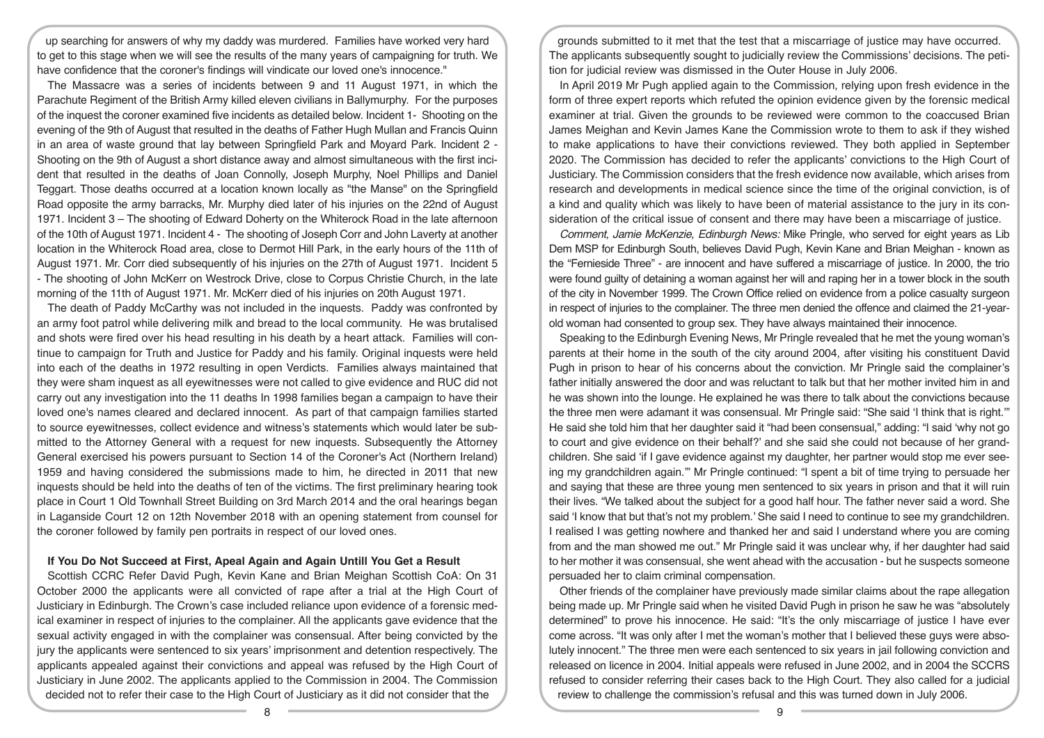up searching for answers of why my daddy was murdered. Families have worked very hard to get to this stage when we will see the results of the many years of campaigning for truth. We have confidence that the coroner's findings will vindicate our loved one's innocence."

The Massacre was a series of incidents between 9 and 11 August 1971, in which the Parachute Regiment of the British Army killed eleven civilians in Ballymurphy. For the purposes of the inquest the coroner examined five incidents as detailed below. Incident 1- Shooting on the evening of the 9th of August that resulted in the deaths of Father Hugh Mullan and Francis Quinn in an area of waste ground that lay between Springfield Park and Moyard Park. Incident 2 - Shooting on the 9th of August a short distance away and almost simultaneous with the first incident that resulted in the deaths of Joan Connolly, Joseph Murphy, Noel Phillips and Daniel Teggart. Those deaths occurred at a location known locally as "the Manse" on the Springfield Road opposite the army barracks, Mr. Murphy died later of his injuries on the 22nd of August 1971. Incident 3 – The shooting of Edward Doherty on the Whiterock Road in the late afternoon of the 10th of August 1971. Incident 4 - The shooting of Joseph Corr and John Laverty at another location in the Whiterock Road area, close to Dermot Hill Park, in the early hours of the 11th of August 1971. Mr. Corr died subsequently of his injuries on the 27th of August 1971. Incident 5 - The shooting of John McKerr on Westrock Drive, close to Corpus Christie Church, in the late morning of the 11th of August 1971. Mr. McKerr died of his injuries on 20th August 1971.

The death of Paddy McCarthy was not included in the inquests. Paddy was confronted by an army foot patrol while delivering milk and bread to the local community. He was brutalised and shots were fired over his head resulting in his death by a heart attack. Families will continue to campaign for Truth and Justice for Paddy and his family. Original inquests were held into each of the deaths in 1972 resulting in open Verdicts. Families always maintained that they were sham inquest as all eyewitnesses were not called to give evidence and RUC did not carry out any investigation into the 11 deaths In 1998 families began a campaign to have their loved one's names cleared and declared innocent. As part of that campaign families started to source eyewitnesses, collect evidence and witness's statements which would later be submitted to the Attorney General with a request for new inquests. Subsequently the Attorney General exercised his powers pursuant to Section 14 of the Coroner's Act (Northern Ireland) 1959 and having considered the submissions made to him, he directed in 2011 that new inquests should be held into the deaths of ten of the victims. The first preliminary hearing took place in Court 1 Old Townhall Street Building on 3rd March 2014 and the oral hearings began in Laganside Court 12 on 12th November 2018 with an opening statement from counsel for the coroner followed by family pen portraits in respect of our loved ones.

**If You Do Not Succeed at First, Apeal Again and Again Untill You Get a Result**

Scottish CCRC Refer David Pugh, Kevin Kane and Brian Meighan Scottish CoA: On 31 October 2000 the applicants were all convicted of rape after a trial at the High Court of Justiciary in Edinburgh. The Crown's case included reliance upon evidence of a forensic medical examiner in respect of injuries to the complainer. All the applicants gave evidence that the sexual activity engaged in with the complainer was consensual. After being convicted by the jury the applicants were sentenced to six years' imprisonment and detention respectively. The applicants appealed against their convictions and appeal was refused by the High Court of Justiciary in June 2002. The applicants applied to the Commission in 2004. The Commission decided not to refer their case to the High Court of Justiciary as it did not consider that the grounds submitted to it met that the test that a miscarriage of justice may have occurred. The applicants subsequently sought to judicially review the Commissions' decisions. The petition for judicial review was dismissed in the Outer House in July 2006.

In April 2019 Mr Pugh applied again to the Commission, relying upon fresh evidence in the form of three expert reports which refuted the opinion evidence given by the forensic medical examiner at trial. Given the grounds to be reviewed were common to the coaccused Brian James Meighan and Kevin James Kane the Commission wrote to them to ask if they wished to make applications to have their convictions reviewed. They both applied in September 2020. The Commission has decided to refer the applicants' convictions to the High Court of Justiciary. The Commission considers that the fresh evidence now available, which arises from research and developments in medical science since the time of the original conviction, is of a kind and quality which was likely to have been of material assistance to the jury in its consideration of the critical issue of consent and there may have been a miscarriage of justice.

*Comment, Jamie McKenzie, Edinburgh News:* Mike Pringle, who served for eight years as Lib Dem MSP for Edinburgh South, believes David Pugh, Kevin Kane and Brian Meighan - known as the "Fernieside Three" - are innocent and have suffered a miscarriage of justice. In 2000, the trio were found guilty of detaining a woman against her will and raping her in a tower block in the south of the city in November 1999. The Crown Office relied on evidence from a police casualty surgeon in respect of injuries to the complainer. The three men denied the offence and claimed the 21-year-old woman had consented to group sex. They have always maintained their innocence.

Speaking to the Edinburgh Evening News, Mr Pringle revealed that he met the young woman's parents at their home in the south of the city around 2004, after visiting his constituent David Pugh in prison to hear of his concerns about the conviction. Mr Pringle said the complainer's father initially answered the door and was reluctant to talk but that her mother invited him in and he was shown into the lounge. He explained he was there to talk about the convictions because the three men were adamant it was consensual. Mr Pringle said: "She said 'I think that is right.'" He said she told him that her daughter said it "had been consensual," adding: "I said 'why not go to court and give evidence on their behalf?' and she said she could not because of her grandchildren. She said 'if I gave evidence against my daughter, her partner would stop me ever seeing my grandchildren again.'" Mr Pringle continued: "I spent a bit of time trying to persuade her and saying that these are three young men sentenced to six years in prison and that it will ruin their lives. "We talked about the subject for a good half hour. The father never said a word. She said 'I know that but that's not my problem.' She said I need to continue to see my grandchildren. I realised I was getting nowhere and thanked her and said I understand where you are coming from and the man showed me out." Mr Pringle said it was unclear why, if her daughter had said to her mother it was consensual, she went ahead with the accusation - but he suspects someone persuaded her to claim criminal compensation.

Other friends of the complainer have previously made similar claims about the rape allegation being made up. Mr Pringle said when he visited David Pugh in prison he saw he was "absolutely determined" to prove his innocence. He said: "It's the only miscarriage of justice I have ever come across. "It was only after I met the woman's mother that I believed these guys were absolutely innocent." The three men were each sentenced to six years in jail following conviction and released on licence in 2004. Initial appeals were refused in June 2002, and in 2004 the SCCRS refused to consider referring their cases back to the High Court. They also called for a judicial review to challenge the commission's refusal and this was turned down in July 2006.